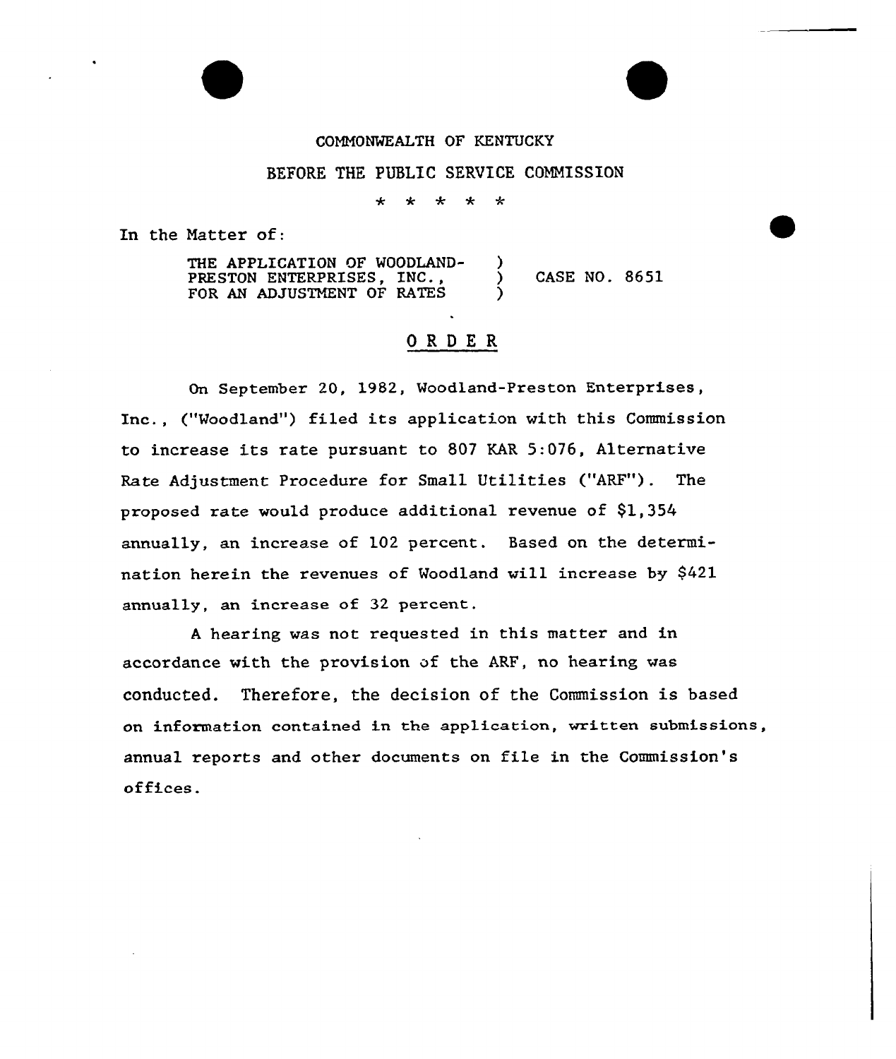COMMONWEALTH OF KENTUCKY

BEFORE THE PUBLIC SERVICE COMMISSION

\* \* \* \* \*

In the Matter of:

THE APPLICATION OF WOODLAND-PRESTON ENTERPRISES, INC., FOR AN ADJUSTMENT OF RATES ) CASE NO. 8651

## ORDER

On September 20, 1982, Woodland-Preston Enterprises, Inc., ("Woodland") filed its application with this Commission to increase its rate pursuant to 807 KAR 5:076, Alternative Rate Adjustment Procedure for Small Utilities ("ARF"). The proposed rate would produce additional revenue of $1,354 annually, an increase of 102 percent. Based on the determination herein the revenues of Woodland will increase by $421 annually, an increase of 32 percent.

A hearing was not requested in this matter and in accordance with the provision of the ARF, no hearing was conducted. Therefore, the decision of the Commission is based on information contained in the application, written submissions, annual reports and other documents on file in the Commission's offices.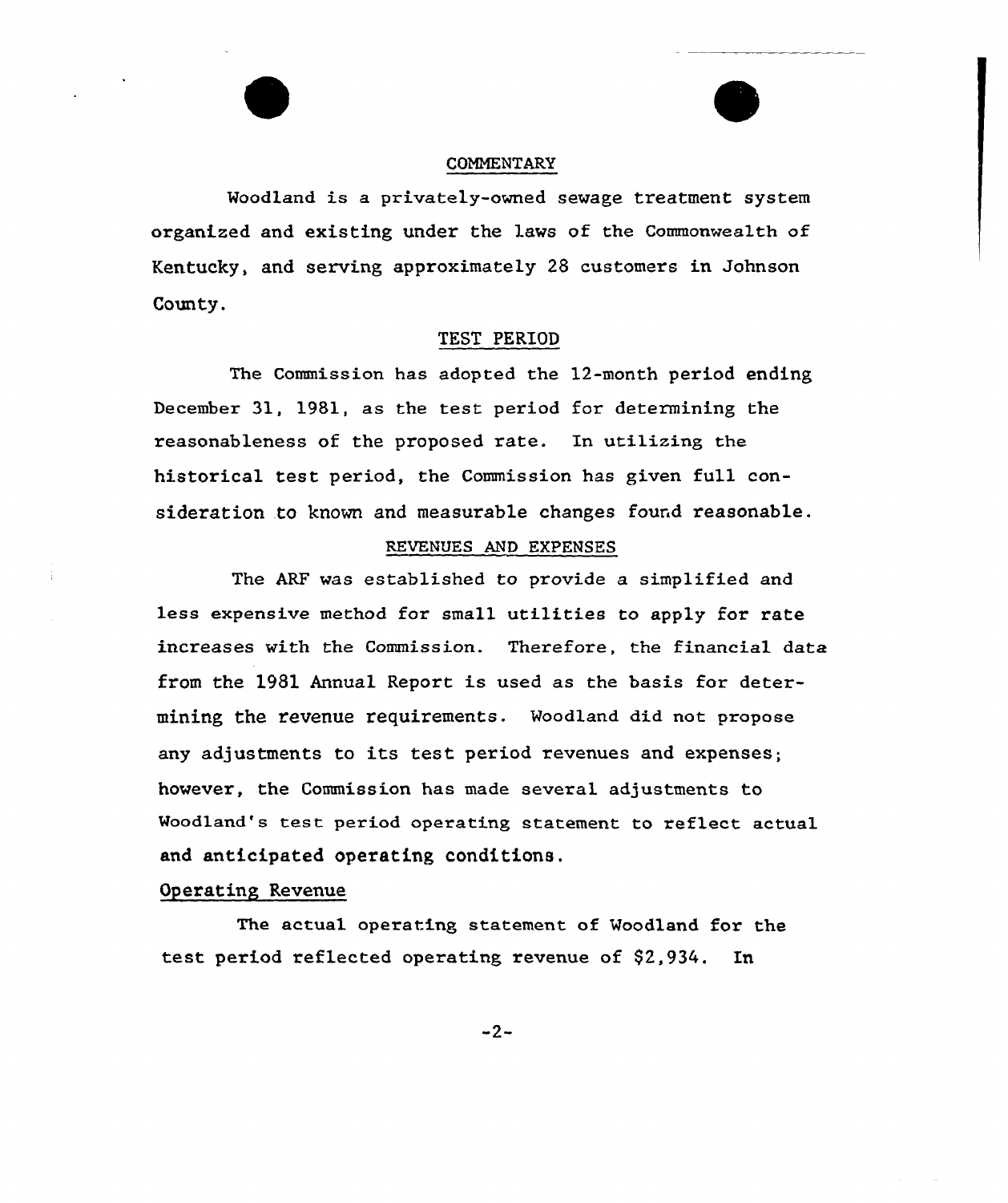## COMMENTARY

Woodland is a privately-owned sewage treatment system organized and existing under the laws of the Commonwealth of Kentucky, and serving approximately 28 customers in Johnson County.

## TEST PERIOD

The Commission has adopted the 12-month period ending December 31, 1981, as the test period for determining the reasonableness of the proposed rate. In utilizing the historical test period, the Commission has given full consideration to known and measurable changes found reasonable.

## REVENUES AND EXPENSES

The ARF was established to provide a simplified and less expensive method for small utilities to apply for rate increases with the Commission. Therefore, the financial data from the 1981 Annual Report is used as the basis for determining the revenue requirements. Woodland did not propose any adjustments to its test period revenues and expenses; however, the Commission has made several adjustments to Woodland's test period operating statement to reflect actual and anticipated operating conditions.

### Operating Revenue

The actual operating statement of Woodland for the test period reflected operating revenue of $2,934. In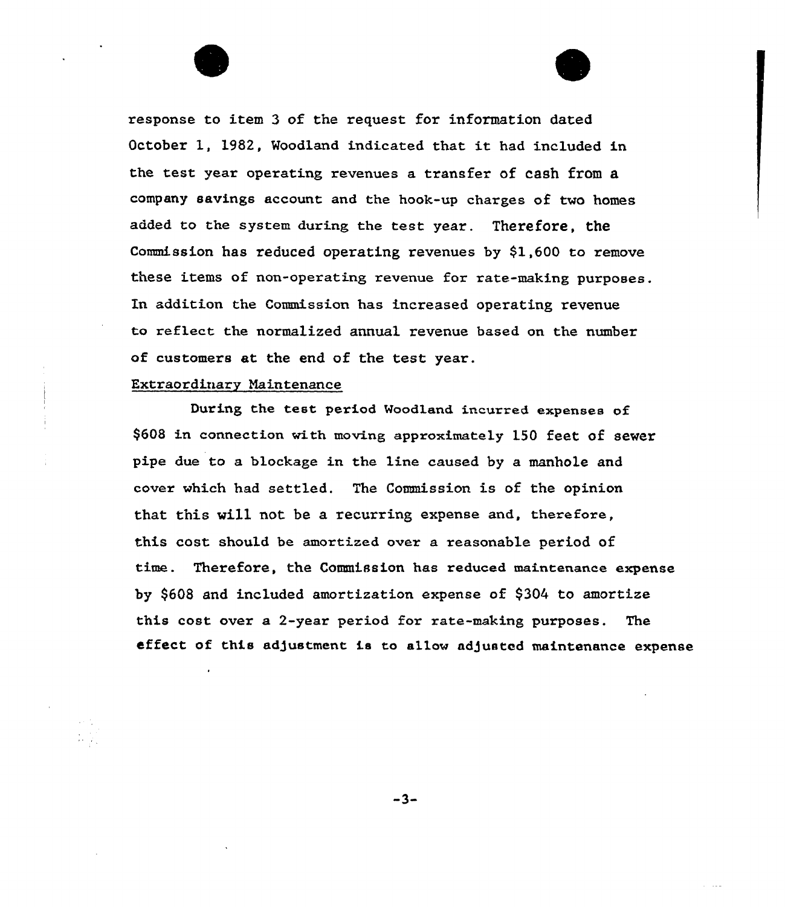response to item 3 of the request for information dated October 1, 1982, Woodland indicated that it had included in the test year operating revenues a transfer of cash from a company savings account and the hook-up charges of two homes added to the system during the test year. Therefore, the Commission has reduced operating revenues by $1,600 to remove these items of non-operating revenue for rate-making purposes. In addition the Commission has increased operating revenue to reflect the normalized annual revenue based on the number of customers at the end of the test year.

Extraordinary Maintenance

During the test period Woodland incurred expenses of $608 in connection with moving approximately 150 feet of sewer pipe due to a blockage in the line caused by a manhole and cover which had settled. The Commission is of the opinion that this will not be a recurring expense and, therefore, this cost should be amortized over a reasonable period of time. Therefore, the Commission has reduced maintenance expense by $608 and included amortization expense of $304 to amortize this cost over a 2-year period for rate-making purposes. The effect of this adjustment is to allow adjusted maintenance expense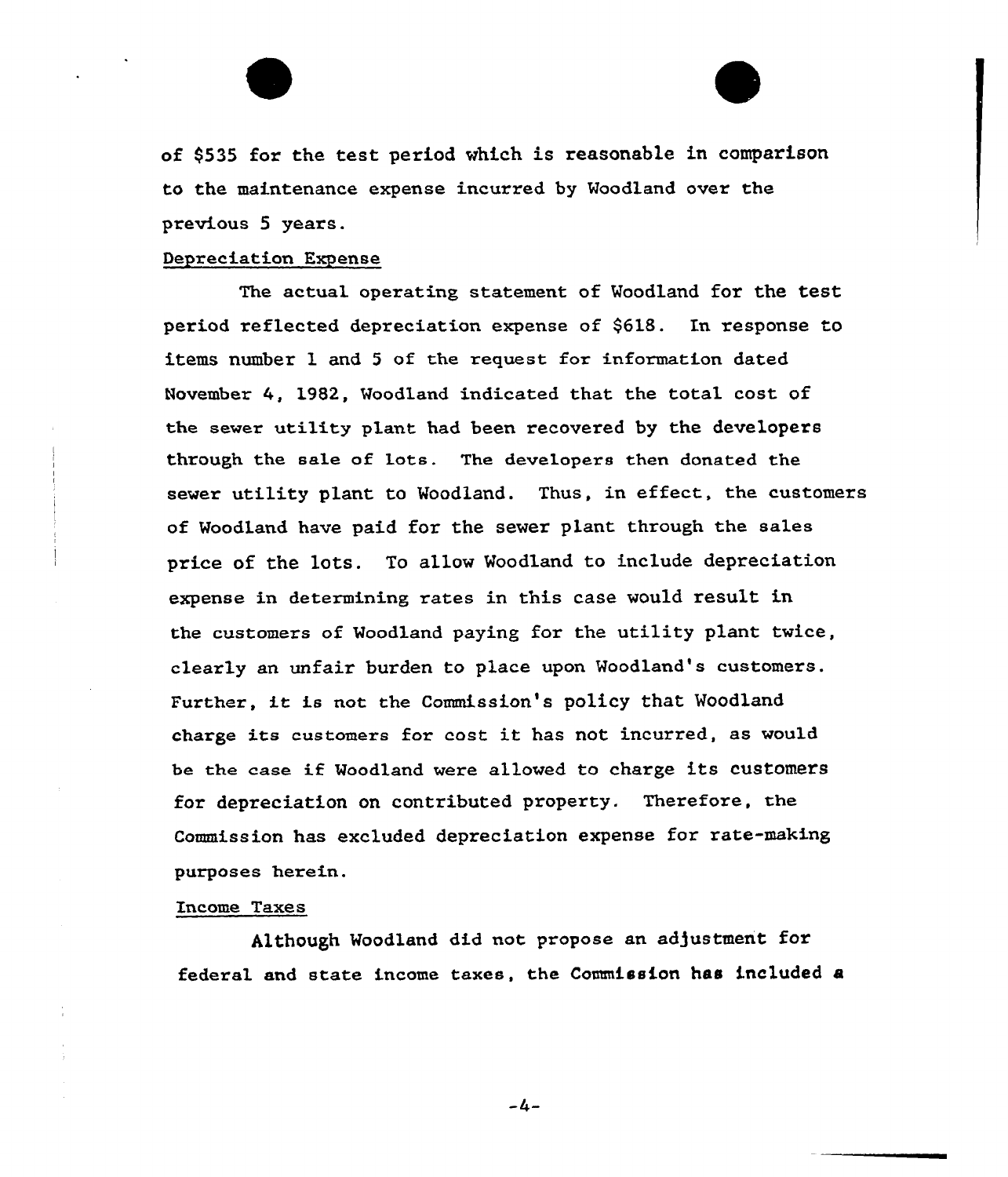of $535 for the test period which is reasonable in comparison to the maintenance expense incurred by Woodland over the previous 5 years.

Depreciation Expense

The actual operating statement of Woodland for the test period reflected depreciation expense of $618. In response to items number 1 and 5 of the request for information dated November 4, 1982, Woodland indicated that the total cost of the sewer utility plant had been recovered by the developers through the sale of lots. The developers then donated the sewer utility plant to Woodland. Thus, in effect, the customers of Woodland have paid for the sewer plant through the sales price of the lots. To allow Woodland to include depreciation expense in determining rates in this case would result in the customers of Woodland paying for the utility plant twice, clearly an unfair burden to place upon Woodland's customers. Further, it is not the Commission's policy that Woodland charge its customers for cost it has not incurred, as would be the case if Woodland were allowed to charge its customers for depreciation on contributed property. Therefore, the Commission has excluded depreciation expense for rate-making purposes herein.

Income Taxes

Although Woodland did not propose an adjustment for federal and state income taxes, the Commission has included a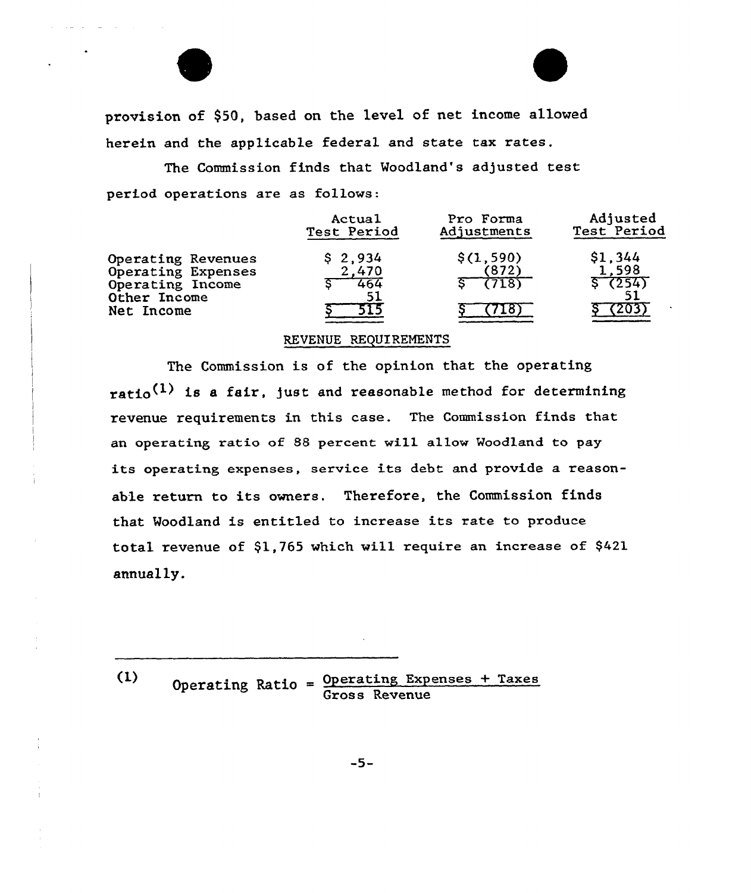provision of $50, based on the level of net income allowed herein and the applicable federal and state tax rates.

The Commission finds that Woodland's adjusted test period operations are as follows:

| | Actual Test Period | Pro Forma Adjustments | Adjusted Test Period |
|---|---|---|---|
| Operating Revenues | $ 2,934 | $(1,590) | $1,344 |
| Operating Expenses | 2,470 | (872) | 1,598 |
| Operating Income | $ 464 | $ (718) | $ (254) |
| Other Income | 51 | | 51 |
| Net Income | $ 515 | $ (718) | $ (203) |

## REVENUE REQUIREMENTS

The Commission is of the opinion that the operating ratio(1) is a fair, just and reasonable method for determining revenue requirements in this case. The Commission finds that an operating ratio of 88 percent will allow Woodland to pay its operating expenses, service its debt and provide a reasonable return to its owners. Therefore, the Commission finds that Woodland is entitled to increase its rate to produce total revenue of $1,765 which will require an increase of $421 annually.

---

(1) $$\text{Operating Ratio} = \frac{\text{Operating Expenses + Taxes}}{\text{Gross Revenue}}$$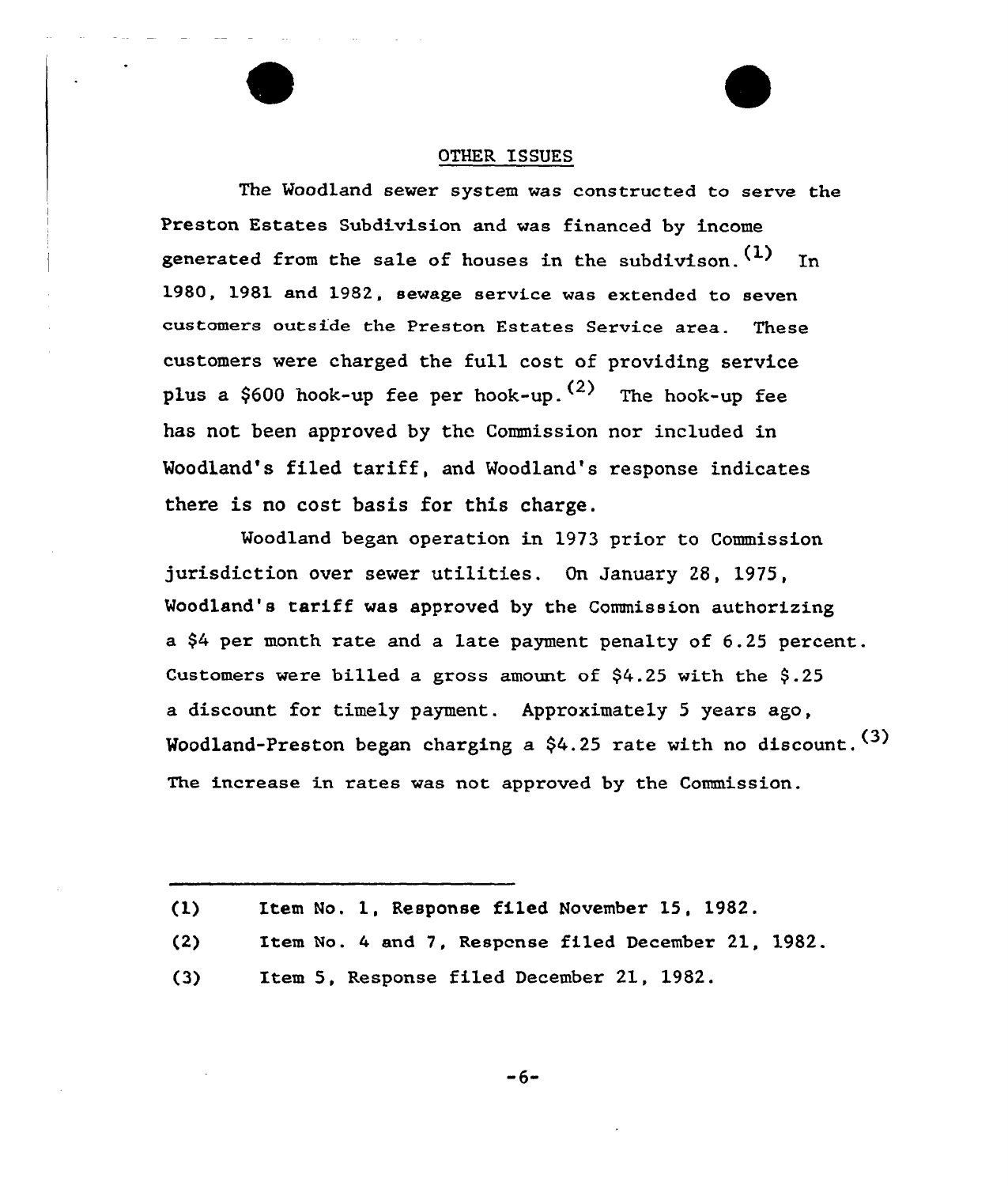## OTHER ISSUES

The Woodland sewer system was constructed to serve the Preston Estates Subdivision and was financed by income generated from the sale of houses in the subdivison.(1) In 1980, 1981 and 1982, sewage service was extended to seven customers outside the Preston Estates Service area. These customers were charged the full cost of providing service plus a $600 hook-up fee per hook-up.(2) The hook-up fee has not been approved by the Commission nor included in Woodland's filed tariff, and Woodland's response indicates there is no cost basis for this charge.

Woodland began operation in 1973 prior to Commission jurisdiction over sewer utilities. On January 28, 1975, Woodland's tariff was approved by the Commission authorizing a $4 per month rate and a late payment penalty of 6.25 percent. Customers were billed a gross amount of $4.25 with the $.25 a discount for timely payment. Approximately 5 years ago, Woodland-Preston began charging a $4.25 rate with no discount.(3) The increase in rates was not approved by the Commission.

---

(1) Item No. 1, Response filed November 15, 1982.

(2) Item No. 4 and 7, Response filed December 21, 1982.

(3) Item 5, Response filed December 21, 1982.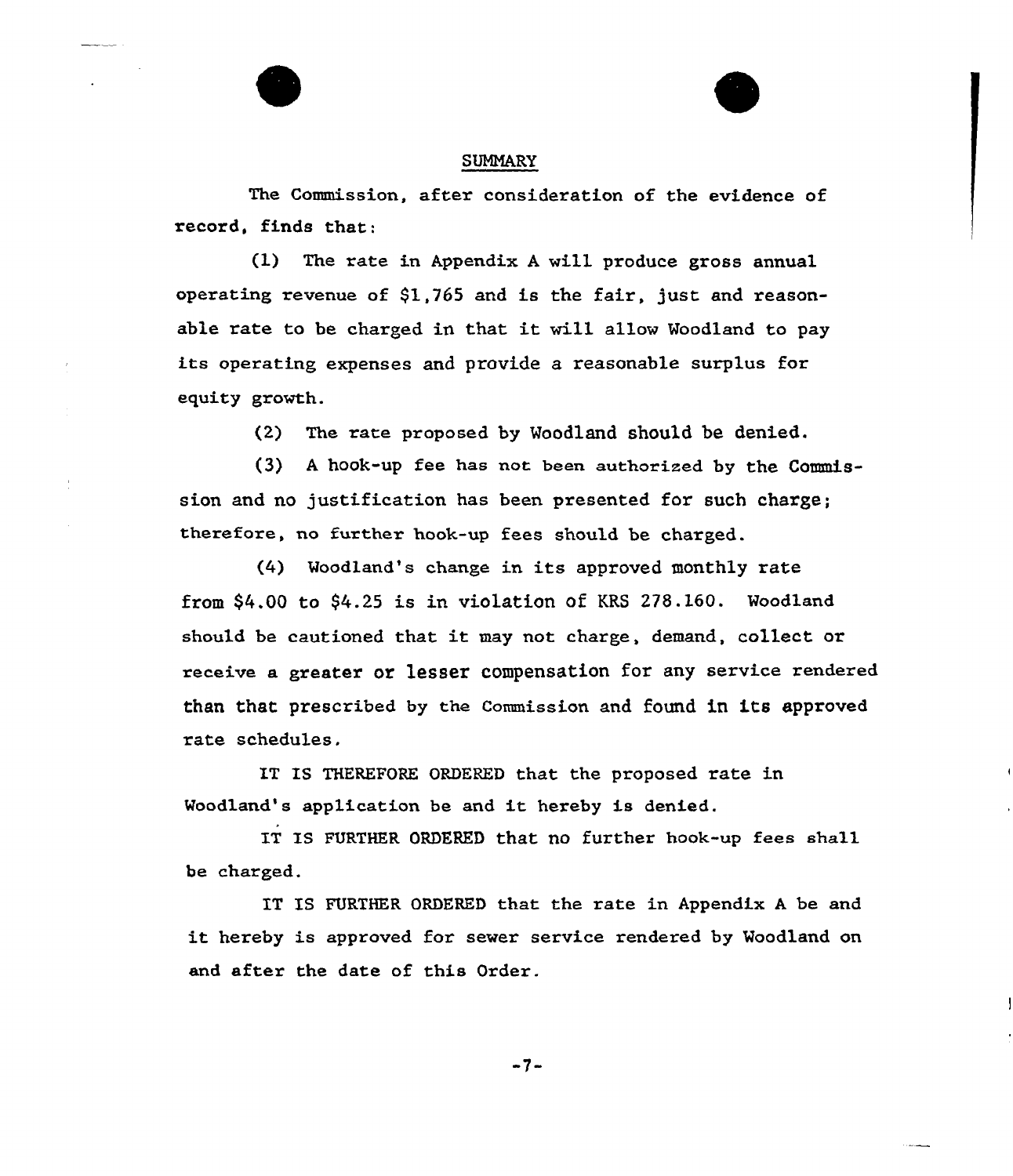## SUMMARY

The Commission, after consideration of the evidence of record, finds that:

(1) The rate in Appendix A will produce gross annual operating revenue of $1,765 and is the fair, just and reasonable rate to be charged in that it will allow Woodland to pay its operating expenses and provide a reasonable surplus for equity growth.

(2) The rate proposed by Woodland should be denied.

(3) A hook-up fee has not been authorized by the Commission and no justification has been presented for such charge; therefore, no further hook-up fees should be charged.

(4) Woodland's change in its approved monthly rate from $4.00 to $4.25 is in violation of KRS 278.160. Woodland should be cautioned that it may not charge, demand, collect or receive a greater or lesser compensation for any service rendered than that prescribed by the Commission and found in its approved rate schedules.

IT IS THEREFORE ORDERED that the proposed rate in Woodland's application be and it hereby is denied.

IT IS FURTHER ORDERED that no further hook-up fees shall be charged.

IT IS FURTHER ORDERED that the rate in Appendix A be and it hereby is approved for sewer service rendered by Woodland on and after the date of this Order.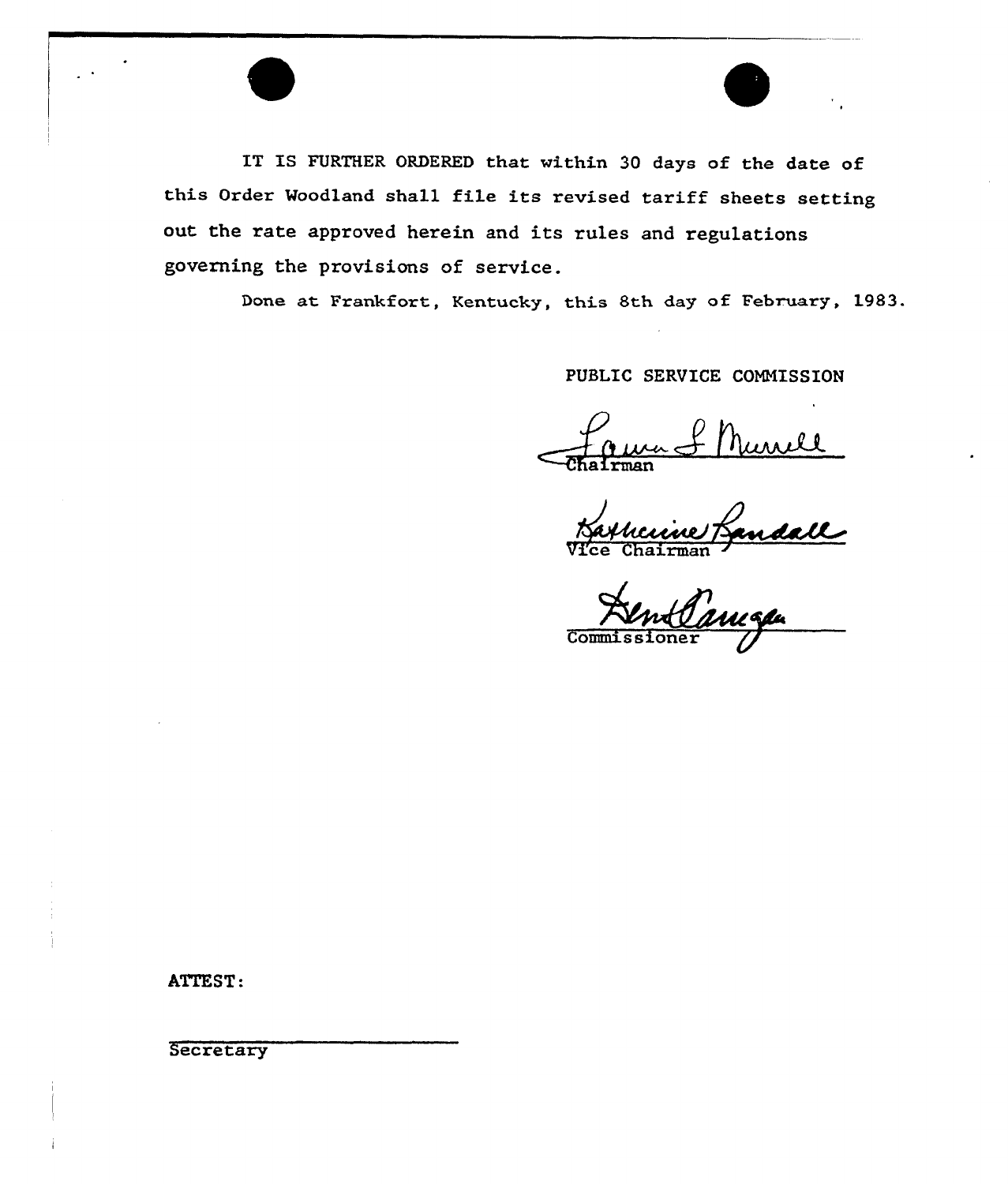IT IS FURTHER ORDERED that within 30 days of the date of this Order Woodland shall file its revised tariff sheets setting out the rate approved herein and its rules and regulations governing the provisions of service.

Done at Frankfort, Kentucky, this 8th day of February, 1983.

PUBLIC SERVICE COMMISSION

Chairman

Vice Chairman

Commissioner

ATTEST:

Secretary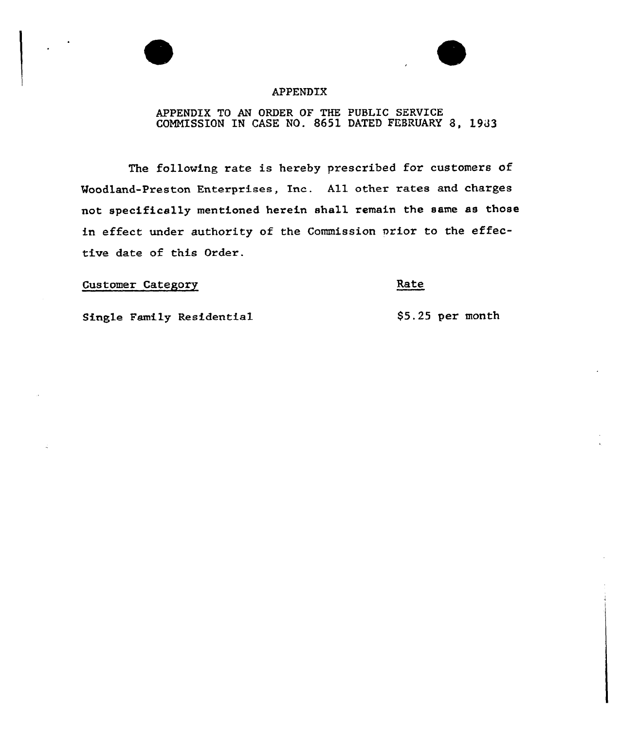# APPENDIX

APPENDIX TO AN ORDER OF THE PUBLIC SERVICE COMMISSION IN CASE NO. 8651 DATED FEBRUARY 8, 1983

The following rate is hereby prescribed for customers of Woodland-Preston Enterprises, Inc. All other rates and charges not specifically mentioned herein shall remain the same as those in effect under authority of the Commission prior to the effective date of this Order.

| Customer Category | Rate |
| --- | --- |
| Single Family Residential | $5.25 per month |